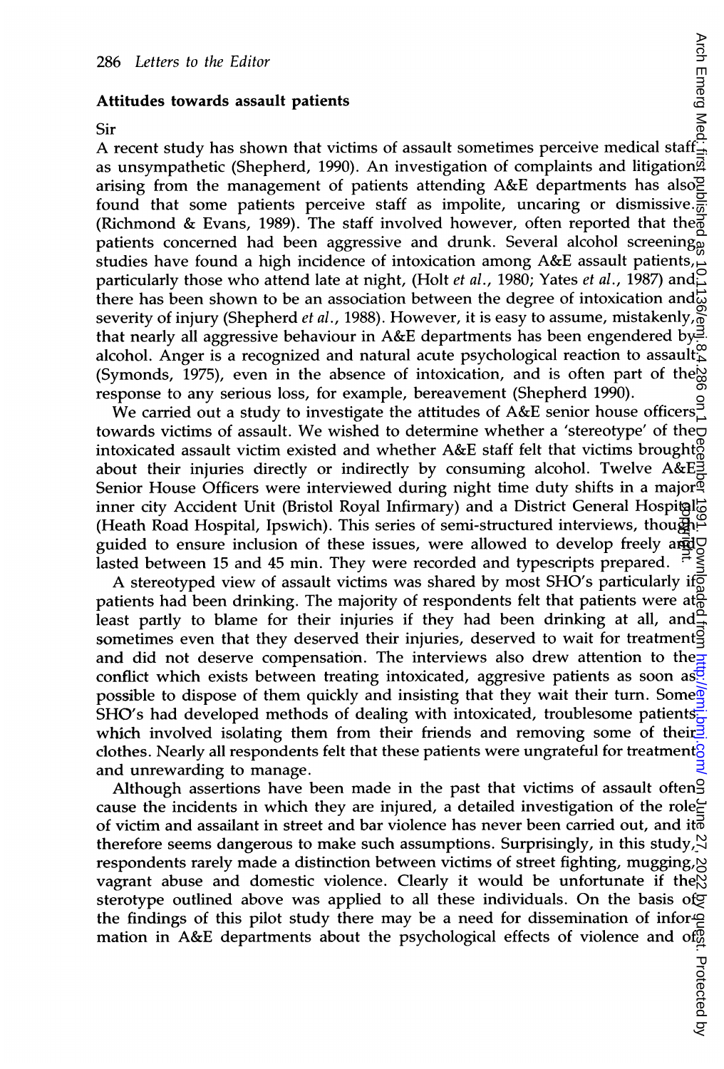## Attitudes towards assault patients

Sir

A recent study has shown that victims of assault sometimes perceive medical staff as unsympathetic (Shepherd, 1990). An investigation of complaints and litigation arising from the management of patients attending A&E departments has also found that some patients perceive staff as impolite, uncaring or dismissive. (Richmond & Evans, 1989). The staff involved however, often reported that the patients concerned had been aggressive and drunk. Several alcohol screening studies have found a high incidence of intoxication among A&E assault patients, particularly those who attend late at night, (Holt *et al.*, 1980; Yates *et al.*, 1987) and there has been shown to be an association between the degree of intoxication and severity of injury (Shepherd *et al.*, 1988). However, it is easy to assume, mistakenly, that nearly all aggressive behaviour in A&E departments has been engendered by alcohol. Anger is a recognized and natural acute psychological reaction to assault (Symonds, 1975), even in the absence of intoxication, and is often part of the response to any serious loss, for example, bereavement (Shepherd 1990).

We carried out a study to investigate the attitudes of A&E senior house officers towards victims of assault. We wished to determine whether a 'stereotype' of the intoxicated assault victim existed and whether A&E staff felt that victims brought about their injuries directly or indirectly by consuming alcohol. Twelve A&E Senior House Officers were interviewed during night time duty shifts in a major inner city Accident Unit (Bristol Royal Infirmary) and a District General Hospital (Heath Road Hospital, Ipswich). This series of semi-structured interviews, though guided to ensure inclusion of these issues, were allowed to develop freely and lasted between 15 and 45 min. They were recorded and typescripts prepared.

A stereotyped view of assault victims was shared by most SHO's particularly if patients had been drinking. The majority of respondents felt that patients were at least partly to blame for their injuries if they had been drinking at all, and sometimes even that they deserved their injuries, deserved to wait for treatment and did not deserve compensation. The interviews also drew attention to the conflict which exists between treating intoxicated, aggresive patients as soon as possible to dispose of them quickly and insisting that they wait their turn. Some SHO's had developed methods of dealing with intoxicated, troublesome patients which involved isolating them from their friends and removing some of their clothes. Nearly all respondents felt that these patients were ungrateful for treatment and unrewarding to manage.

Although assertions have been made in the past that victims of assault often cause the incidents in which they are injured, a detailed investigation of the role of victim and assailant in street and bar violence has never been carried out, and it therefore seems dangerous to make such assumptions. Surprisingly, in this study, respondents rarely made a distinction between victims of street fighting, mugging, vagrant abuse and domestic violence. Clearly it would be unfortunate if the sterotype outlined above was applied to all these individuals. On the basis of the findings of this pilot study there may be a need for dissemination of information in A&E departments about the psychological effects of violence and of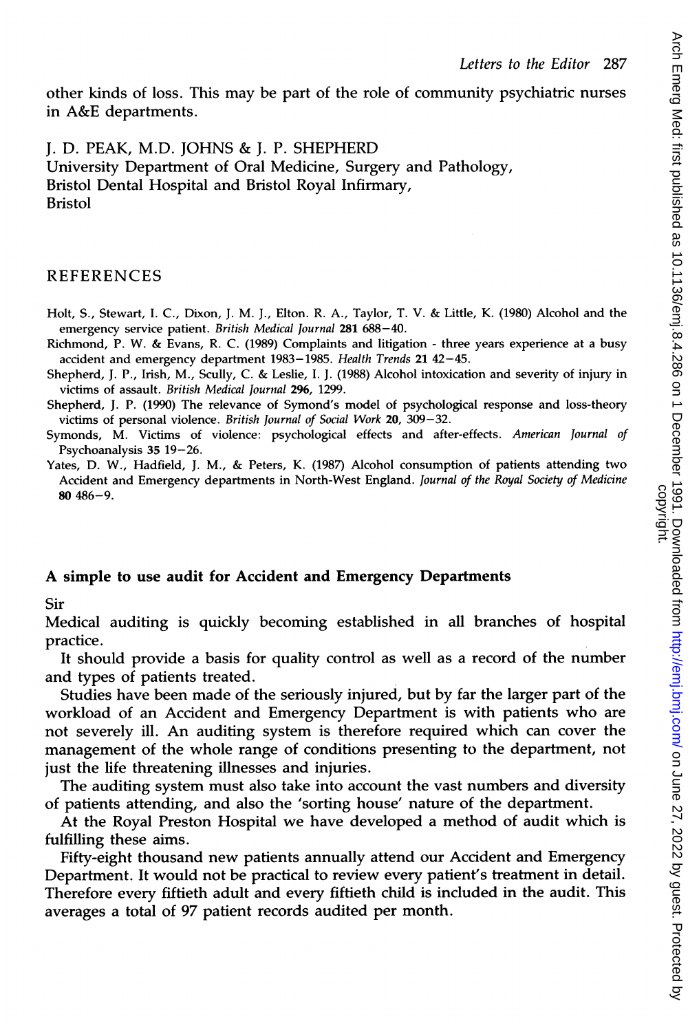other kinds of loss. This may be part of the role of community psychiatric nurses in A&E departments.

J. D. PEAK, M.D. JOHNS & J. P. SHEPHERD
University Department of Oral Medicine, Surgery and Pathology,
Bristol Dental Hospital and Bristol Royal Infirmary,
Bristol

## REFERENCES

Holt, S., Stewart, I. C., Dixon, J. M. J., Elton. R. A., Taylor, T. V. & Little, K. (1980) Alcohol and the emergency service patient. *British Medical Journal* **281** 688–40.

Richmond, P. W. & Evans, R. C. (1989) Complaints and litigation - three years experience at a busy accident and emergency department 1983–1985. *Health Trends* **21** 42–45.

Shepherd, J. P., Irish, M., Scully, C. & Leslie, I. J. (1988) Alcohol intoxication and severity of injury in victims of assault. *British Medical Journal* **296**, 1299.

Shepherd, J. P. (1990) The relevance of Symond's model of psychological response and loss-theory victims of personal violence. *British Journal of Social Work* **20**, 309–32.

Symonds, M. Victims of violence: psychological effects and after-effects. *American Journal of* Psychoanalysis **35** 19–26.

Yates, D. W., Hadfield, J. M., & Peters, K. (1987) Alcohol consumption of patients attending two Accident and Emergency departments in North-West England. *Journal of the Royal Society of Medicine* **80** 486–9.

### A simple to use audit for Accident and Emergency Departments

Sir

Medical auditing is quickly becoming established in all branches of hospital practice.

It should provide a basis for quality control as well as a record of the number and types of patients treated.

Studies have been made of the seriously injured, but by far the larger part of the workload of an Accident and Emergency Department is with patients who are not severely ill. An auditing system is therefore required which can cover the management of the whole range of conditions presenting to the department, not just the life threatening illnesses and injuries.

The auditing system must also take into account the vast numbers and diversity of patients attending, and also the 'sorting house' nature of the department.

At the Royal Preston Hospital we have developed a method of audit which is fulfilling these aims.

Fifty-eight thousand new patients annually attend our Accident and Emergency Department. It would not be practical to review every patient's treatment in detail. Therefore every fiftieth adult and every fiftieth child is included in the audit. This averages a total of 97 patient records audited per month.